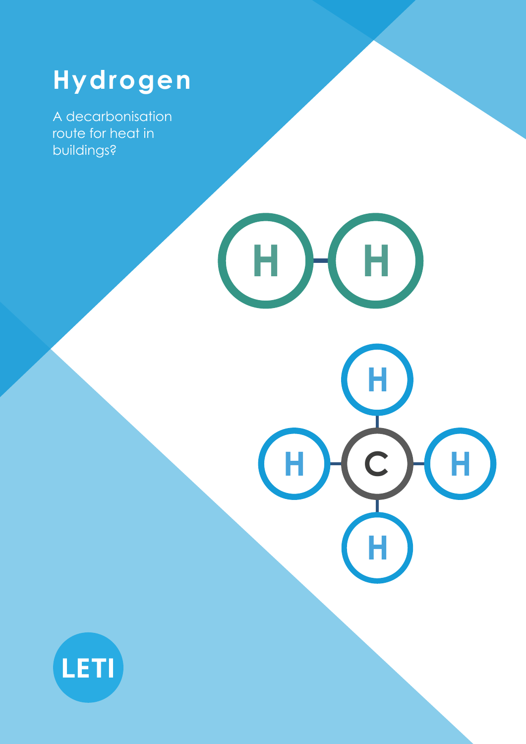# Hydrogen

A decarbonisation route for heat in buildings?

LETI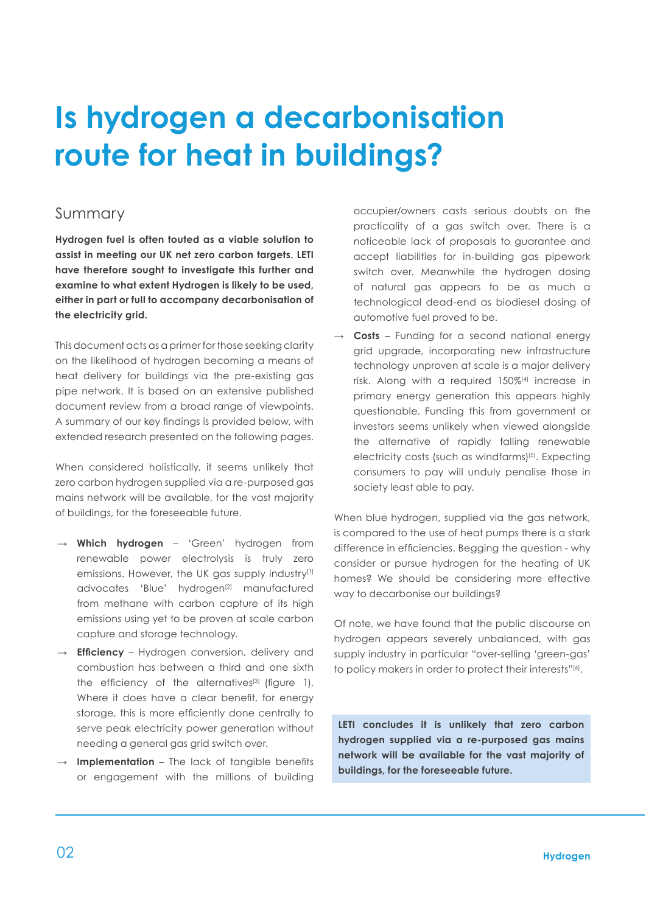# Is hydrogen a decarbonisation route for heat in buildings?

## Summary

**Hydrogen fuel is often touted as a viable solution to assist in meeting our UK net zero carbon targets. LETI have therefore sought to investigate this further and examine to what extent Hydrogen is likely to be used, either in part or full to accompany decarbonisation of the electricity grid.**

This document acts as a primer for those seeking clarity on the likelihood of hydrogen becoming a means of heat delivery for buildings via the pre-existing gas pipe network. It is based on an extensive published document review from a broad range of viewpoints. A summary of our key findings is provided below, with extended research presented on the following pages.

When considered holistically, it seems unlikely that zero carbon hydrogen supplied via a re-purposed gas mains network will be available, for the vast majority of buildings, for the foreseeable future.

→ **Which hydrogen** – 'Green' hydrogen from renewable power electrolysis is truly zero emissions. However, the UK gas supply industry[1] advocates 'Blue' hydrogen[2] manufactured from methane with carbon capture of its high emissions using yet to be proven at scale carbon capture and storage technology.

→ **Efficiency** – Hydrogen conversion, delivery and combustion has between a third and one sixth the efficiency of the alternatives[3] (figure 1). Where it does have a clear benefit, for energy storage, this is more efficiently done centrally to serve peak electricity power generation without needing a general gas grid switch over.

→ **Implementation** – The lack of tangible benefits or engagement with the millions of building occupier/owners casts serious doubts on the practicality of a gas switch over. There is a noticeable lack of proposals to guarantee and accept liabilities for in-building gas pipework switch over. Meanwhile the hydrogen dosing of natural gas appears to be as much a technological dead-end as biodiesel dosing of automotive fuel proved to be.

→ **Costs** – Funding for a second national energy grid upgrade, incorporating new infrastructure technology unproven at scale is a major delivery risk. Along with a required 150%[4] increase in primary energy generation this appears highly questionable. Funding this from government or investors seems unlikely when viewed alongside the alternative of rapidly falling renewable electricity costs (such as windfarms)[5]. Expecting consumers to pay will unduly penalise those in society least able to pay.

When blue hydrogen, supplied via the gas network, is compared to the use of heat pumps there is a stark difference in efficiencies. Begging the question - why consider or pursue hydrogen for the heating of UK homes? We should be considering more effective way to decarbonise our buildings?

Of note, we have found that the public discourse on hydrogen appears severely unbalanced, with gas supply industry in particular "over-selling 'green-gas' to policy makers in order to protect their interests"[6].

**LETI concludes it is unlikely that zero carbon hydrogen supplied via a re-purposed gas mains network will be available for the vast majority of buildings, for the foreseeable future.**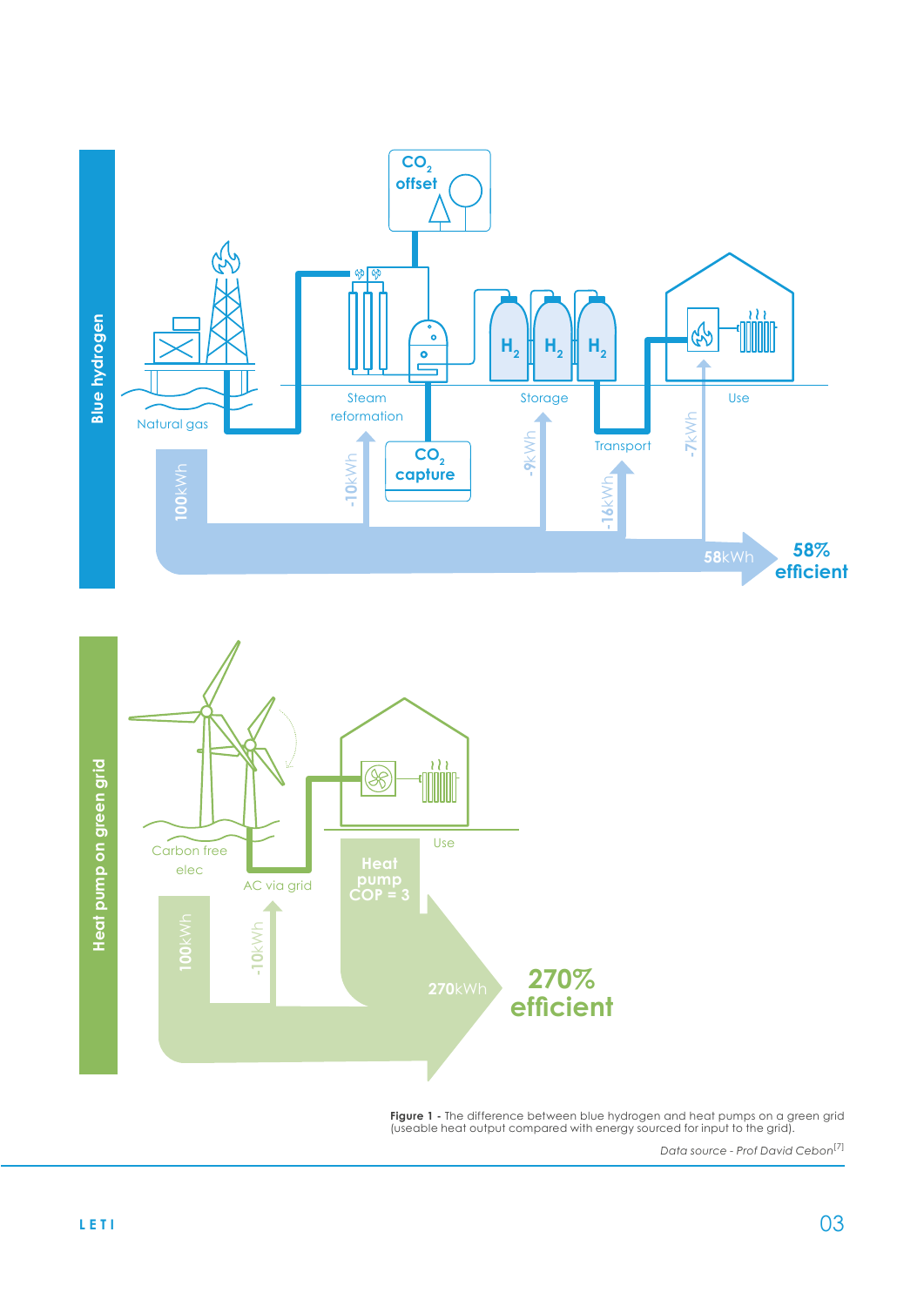**Blue hydrogen**

$CO_2$ offset

Natural gas | Steam reformation | $CO_2$ capture | Storage | Transport | Use

100kWh | -10kWh | -9kWh | -16kWh | -7kWh | 58kWh

**58% efficient**

**Heat pump on green grid**

Carbon free elec | AC via grid | Use

100kWh | -10kWh | Heat pump COP = 3 | 270kWh

**270% efficient**

**Figure 1** - The difference between blue hydrogen and heat pumps on a green grid (useable heat output compared with energy sourced for input to the grid).

*Data source - Prof David Cebon*[7]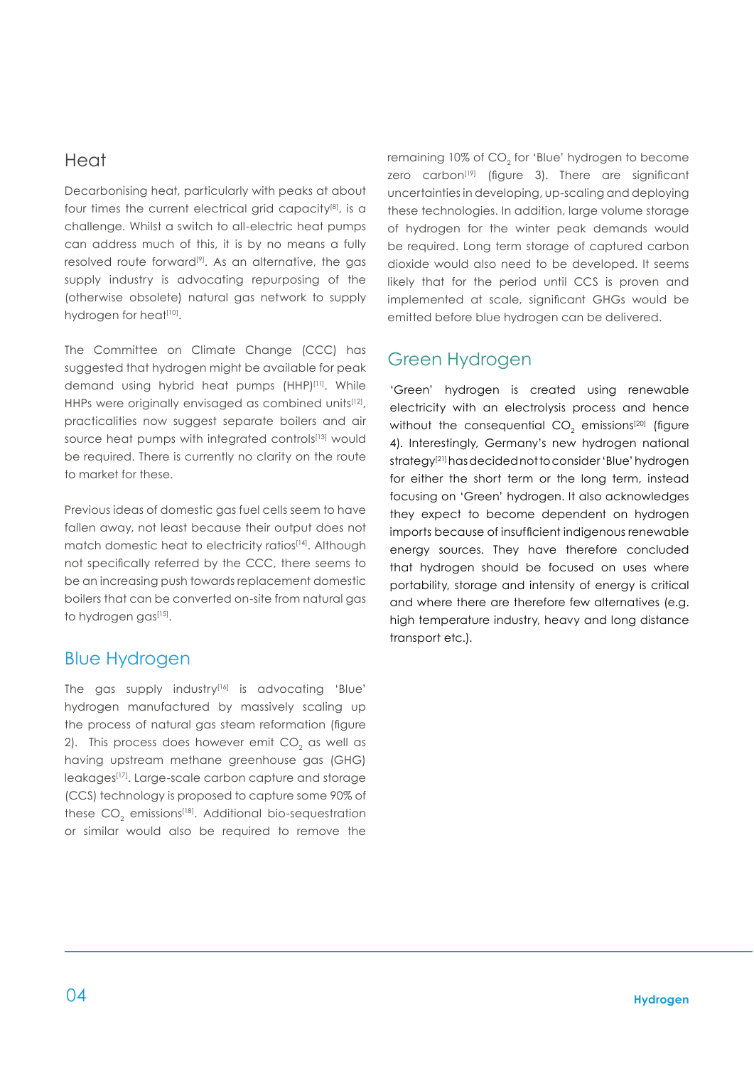## Heat

Decarbonising heat, particularly with peaks at about four times the current electrical grid capacity[8], is a challenge. Whilst a switch to all-electric heat pumps can address much of this, it is by no means a fully resolved route forward[9]. As an alternative, the gas supply industry is advocating repurposing of the (otherwise obsolete) natural gas network to supply hydrogen for heat[10].

The Committee on Climate Change (CCC) has suggested that hydrogen might be available for peak demand using hybrid heat pumps (HHP)[11]. While HHPs were originally envisaged as combined units[12], practicalities now suggest separate boilers and air source heat pumps with integrated controls[13] would be required. There is currently no clarity on the route to market for these.

Previous ideas of domestic gas fuel cells seem to have fallen away, not least because their output does not match domestic heat to electricity ratios[14]. Although not specifically referred by the CCC, there seems to be an increasing push towards replacement domestic boilers that can be converted on-site from natural gas to hydrogen gas[15].

## Blue Hydrogen

The gas supply industry[16] is advocating 'Blue' hydrogen manufactured by massively scaling up the process of natural gas steam reformation (figure 2). This process does however emit $CO_2$ as well as having upstream methane greenhouse gas (GHG) leakages[17]. Large-scale carbon capture and storage (CCS) technology is proposed to capture some 90% of these $CO_2$ emissions[18]. Additional bio-sequestration or similar would also be required to remove the remaining 10% of $CO_2$ for 'Blue' hydrogen to become zero carbon[19] (figure 3). There are significant uncertainties in developing, up-scaling and deploying these technologies. In addition, large volume storage of hydrogen for the winter peak demands would be required. Long term storage of captured carbon dioxide would also need to be developed. It seems likely that for the period until CCS is proven and implemented at scale, significant GHGs would be emitted before blue hydrogen can be delivered.

## Green Hydrogen

'Green' hydrogen is created using renewable electricity with an electrolysis process and hence without the consequential $CO_2$ emissions[20] (figure 4). Interestingly, Germany's new hydrogen national strategy[21] has decided not to consider 'Blue' hydrogen for either the short term or the long term, instead focusing on 'Green' hydrogen. It also acknowledges they expect to become dependent on hydrogen imports because of insufficient indigenous renewable energy sources. They have therefore concluded that hydrogen should be focused on uses where portability, storage and intensity of energy is critical and where there are therefore few alternatives (e.g. high temperature industry, heavy and long distance transport etc.).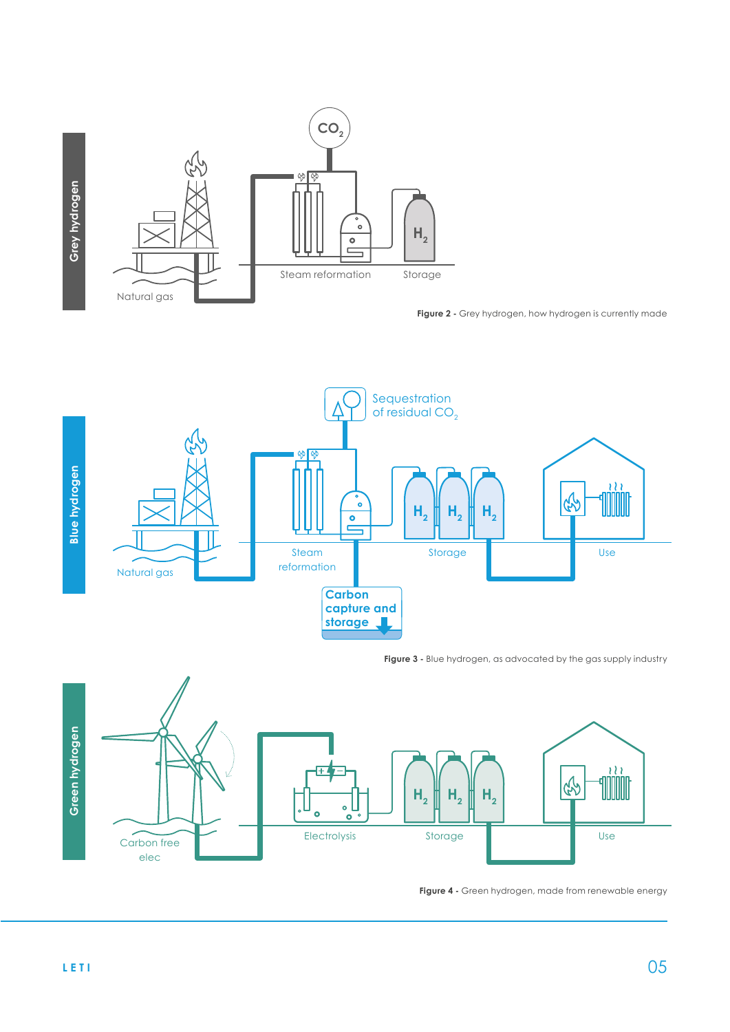Grey hydrogen

Natural gas

$CO_2$

Steam reformation

$H_2$

Storage

**Figure 2 -** Grey hydrogen, how hydrogen is currently made

Blue hydrogen

Natural gas

Sequestration of residual $CO_2$

Steam reformation

Carbon capture and storage

$H_2$ $H_2$ $H_2$

Storage

Use

**Figure 3 -** Blue hydrogen, as advocated by the gas supply industry

Green hydrogen

Carbon free elec

Electrolysis

$H_2$ $H_2$ $H_2$

Storage

Use

**Figure 4 -** Green hydrogen, made from renewable energy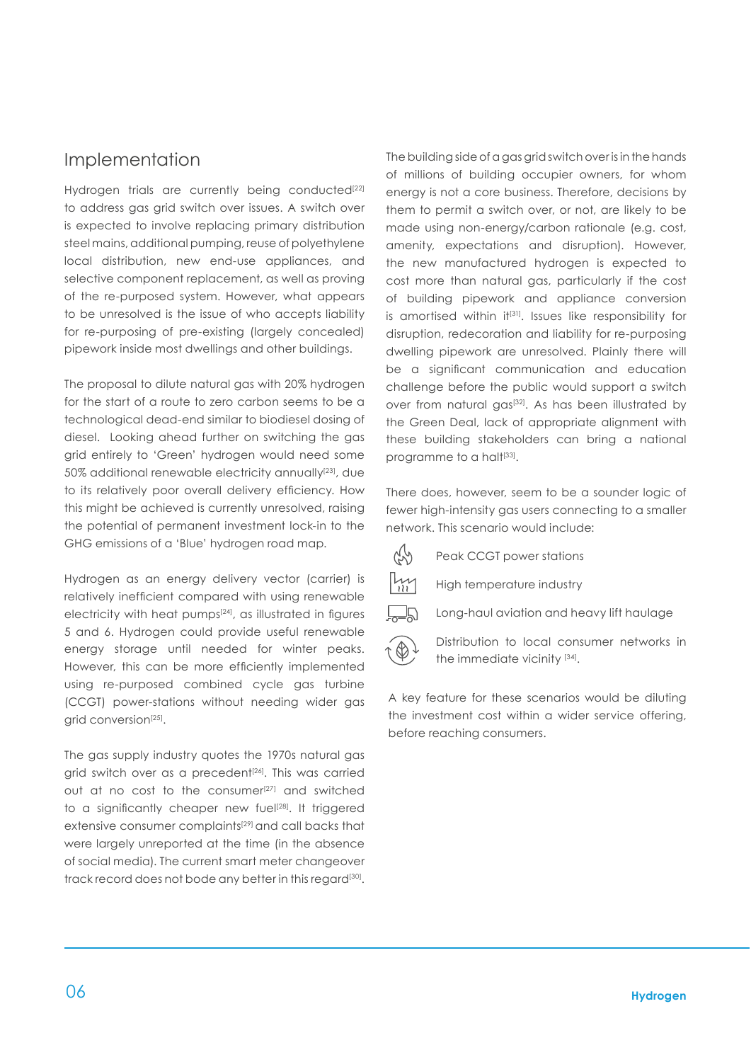## Implementation

Hydrogen trials are currently being conducted[22] to address gas grid switch over issues. A switch over is expected to involve replacing primary distribution steel mains, additional pumping, reuse of polyethylene local distribution, new end-use appliances, and selective component replacement, as well as proving of the re-purposed system. However, what appears to be unresolved is the issue of who accepts liability for re-purposing of pre-existing (largely concealed) pipework inside most dwellings and other buildings.

The proposal to dilute natural gas with 20% hydrogen for the start of a route to zero carbon seems to be a technological dead-end similar to biodiesel dosing of diesel. Looking ahead further on switching the gas grid entirely to 'Green' hydrogen would need some 50% additional renewable electricity annually[23], due to its relatively poor overall delivery efficiency. How this might be achieved is currently unresolved, raising the potential of permanent investment lock-in to the GHG emissions of a 'Blue' hydrogen road map.

Hydrogen as an energy delivery vector (carrier) is relatively inefficient compared with using renewable electricity with heat pumps[24], as illustrated in figures 5 and 6. Hydrogen could provide useful renewable energy storage until needed for winter peaks. However, this can be more efficiently implemented using re-purposed combined cycle gas turbine (CCGT) power-stations without needing wider gas grid conversion[25].

The gas supply industry quotes the 1970s natural gas grid switch over as a precedent[26]. This was carried out at no cost to the consumer[27] and switched to a significantly cheaper new fuel[28]. It triggered extensive consumer complaints[29] and call backs that were largely unreported at the time (in the absence of social media). The current smart meter changeover track record does not bode any better in this regard[30].

The building side of a gas grid switch over is in the hands of millions of building occupier owners, for whom energy is not a core business. Therefore, decisions by them to permit a switch over, or not, are likely to be made using non-energy/carbon rationale (e.g. cost, amenity, expectations and disruption). However, the new manufactured hydrogen is expected to cost more than natural gas, particularly if the cost of building pipework and appliance conversion is amortised within it[31]. Issues like responsibility for disruption, redecoration and liability for re-purposing dwelling pipework are unresolved. Plainly there will be a significant communication and education challenge before the public would support a switch over from natural gas[32]. As has been illustrated by the Green Deal, lack of appropriate alignment with these building stakeholders can bring a national programme to a halt[33].

There does, however, seem to be a sounder logic of fewer high-intensity gas users connecting to a smaller network. This scenario would include:

- Peak CCGT power stations
- High temperature industry
- Long-haul aviation and heavy lift haulage
- Distribution to local consumer networks in the immediate vicinity [34].

A key feature for these scenarios would be diluting the investment cost within a wider service offering, before reaching consumers.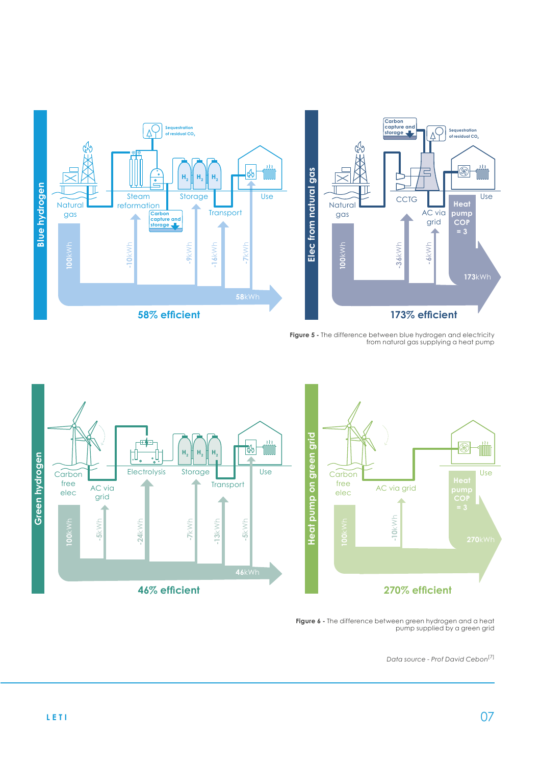**Blue hydrogen**

Natural gas — Steam reformation — Storage — Transport — Use

Sequestration of residual $CO_2$

Carbon capture and storage

100kWh, -10kWh, -9kWh, -16kWh, -7kWh, 58kWh

58% efficient

**Elec from natural gas**

Natural gas — CCTG — AC via grid — Use

Carbon capture and storage

Sequestration of residual $CO_2$

Heat pump COP = 3

100kWh, -36kWh, -6kWh, 173kWh

173% efficient

**Figure 5 -** The difference between blue hydrogen and electricity from natural gas supplying a heat pump

**Green hydrogen**

Carbon free elec — AC via grid — Electrolysis — Storage — Transport — Use

100kWh, -5kWh, -24kWh, -7kWh, -13kWh, -5kWh, 46kWh

46% efficient

**Heat pump on green grid**

Carbon free elec — AC via grid — Use

Heat pump COP = 3

100kWh, -10kWh, 270kWh

270% efficient

**Figure 6 -** The difference between green hydrogen and a heat pump supplied by a green grid

*Data source - Prof David Cebon*[7]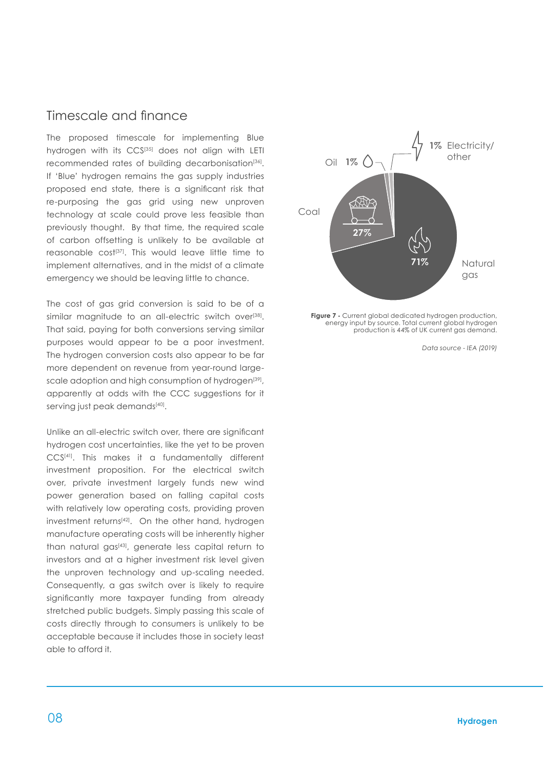## Timescale and finance

The proposed timescale for implementing Blue hydrogen with its CCS[35] does not align with LETI recommended rates of building decarbonisation[36]. If 'Blue' hydrogen remains the gas supply industries proposed end state, there is a significant risk that re-purposing the gas grid using new unproven technology at scale could prove less feasible than previously thought. By that time, the required scale of carbon offsetting is unlikely to be available at reasonable cost[37]. This would leave little time to implement alternatives, and in the midst of a climate emergency we should be leaving little to chance.

The cost of gas grid conversion is said to be of a similar magnitude to an all-electric switch over[38]. That said, paying for both conversions serving similar purposes would appear to be a poor investment. The hydrogen conversion costs also appear to be far more dependent on revenue from year-round large-scale adoption and high consumption of hydrogen[39], apparently at odds with the CCC suggestions for it serving just peak demands[40].

Unlike an all-electric switch over, there are significant hydrogen cost uncertainties, like the yet to be proven CCS[41]. This makes it a fundamentally different investment proposition. For the electrical switch over, private investment largely funds new wind power generation based on falling capital costs with relatively low operating costs, providing proven investment returns[42]. On the other hand, hydrogen manufacture operating costs will be inherently higher than natural gas[43], generate less capital return to investors and at a higher investment risk level given the unproven technology and up-scaling needed. Consequently, a gas switch over is likely to require significantly more taxpayer funding from already stretched public budgets. Simply passing this scale of costs directly through to consumers is unlikely to be acceptable because it includes those in society least able to afford it.

| Source | Share |
| --- | --- |
| Natural gas | 71% |
| Coal | 27% |
| Oil | 1% |
| Electricity/other | 1% |

**Figure 7 -** Current global dedicated hydrogen production, energy input by source. Total current global hydrogen production is 44% of UK current gas demand.

*Data source - IEA (2019)*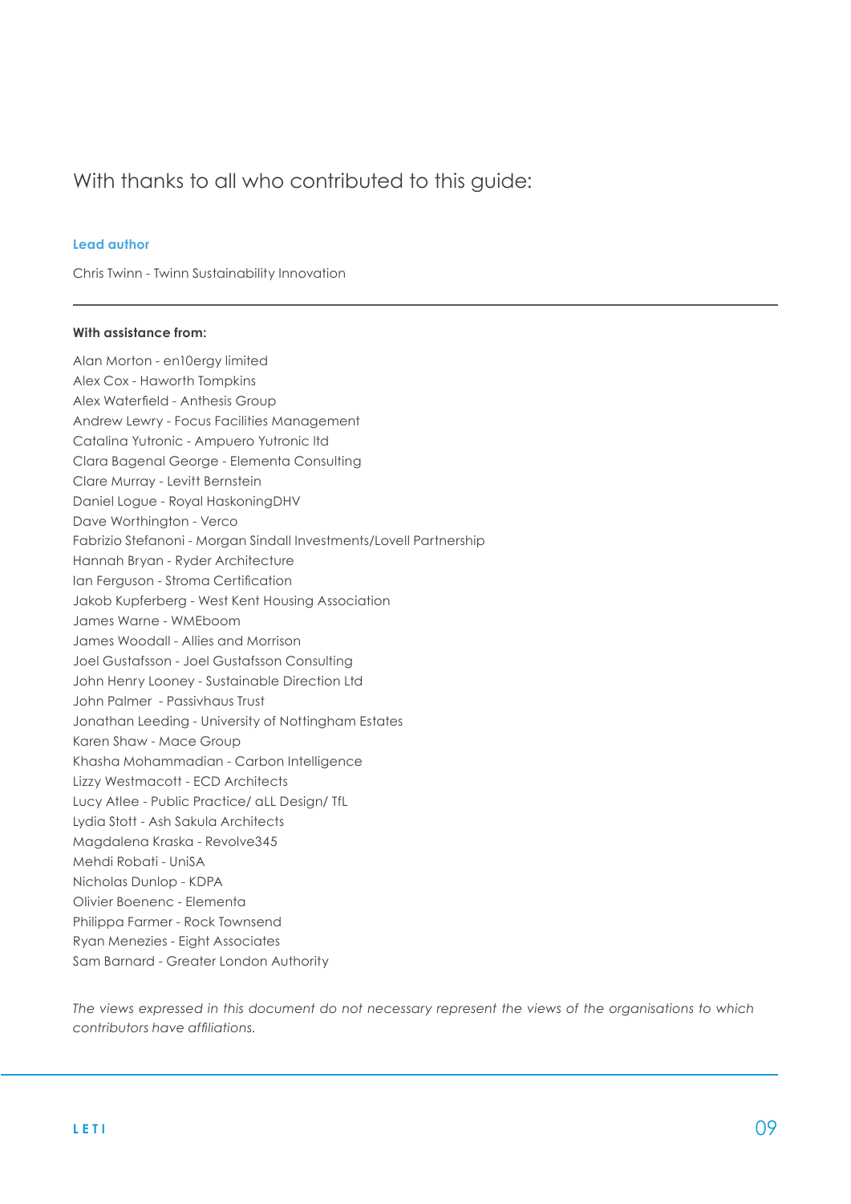# With thanks to all who contributed to this guide:

**Lead author**

Chris Twinn - Twinn Sustainability Innovation

---

**With assistance from:**

Alan Morton - en10ergy limited
Alex Cox - Haworth Tompkins
Alex Waterfield - Anthesis Group
Andrew Lewry - Focus Facilities Management
Catalina Yutronic - Ampuero Yutronic ltd
Clara Bagenal George - Elementa Consulting
Clare Murray - Levitt Bernstein
Daniel Logue - Royal HaskoningDHV
Dave Worthington - Verco
Fabrizio Stefanoni - Morgan Sindall Investments/Lovell Partnership
Hannah Bryan - Ryder Architecture
Ian Ferguson - Stroma Certification
Jakob Kupferberg - West Kent Housing Association
James Warne - WMEboom
James Woodall - Allies and Morrison
Joel Gustafsson - Joel Gustafsson Consulting
John Henry Looney - Sustainable Direction Ltd
John Palmer - Passivhaus Trust
Jonathan Leeding - University of Nottingham Estates
Karen Shaw - Mace Group
Khasha Mohammadian - Carbon Intelligence
Lizzy Westmacott - ECD Architects
Lucy Atlee - Public Practice/ aLL Design/ TfL
Lydia Stott - Ash Sakula Architects
Magdalena Kraska - Revolve345
Mehdi Robati - UniSA
Nicholas Dunlop - KDPA
Olivier Boenenc - Elementa
Philippa Farmer - Rock Townsend
Ryan Menezies - Eight Associates
Sam Barnard - Greater London Authority

*The views expressed in this document do not necessary represent the views of the organisations to which contributors have affiliations.*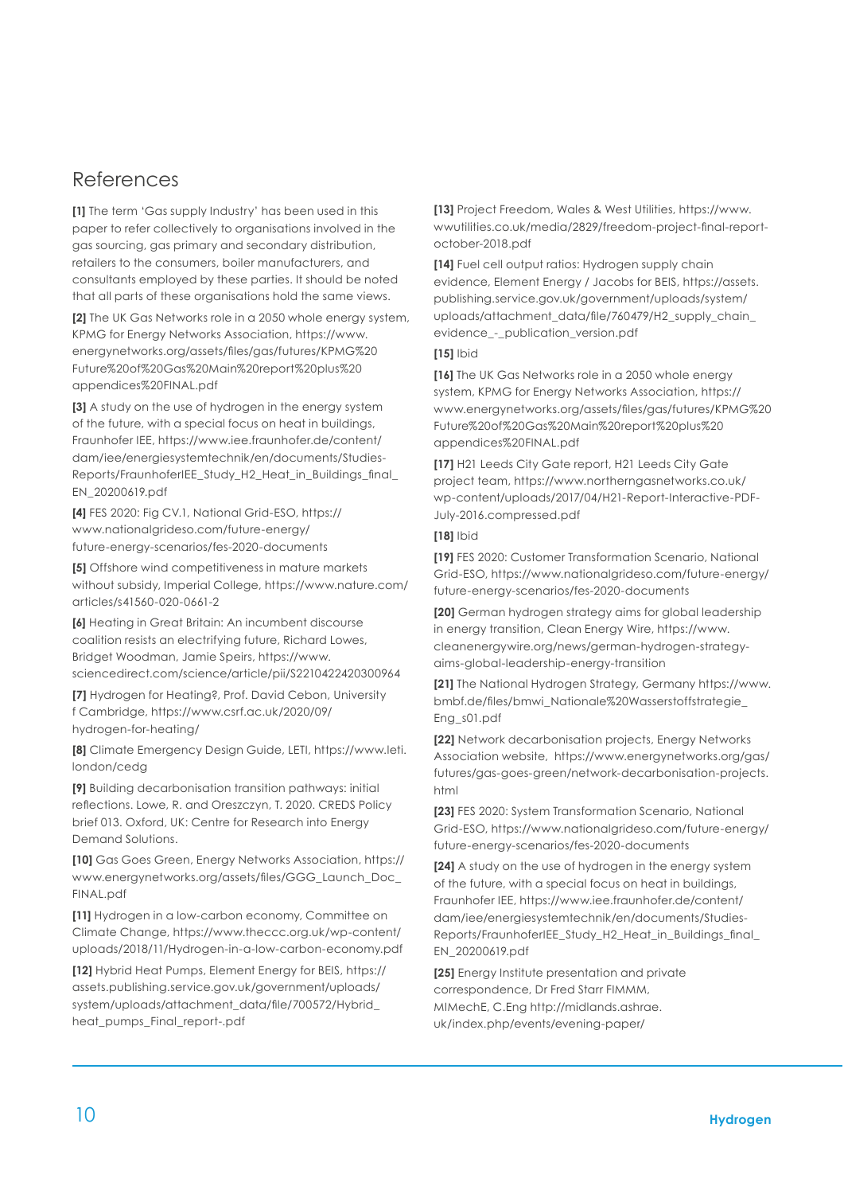## References

**[1]** The term 'Gas supply Industry' has been used in this paper to refer collectively to organisations involved in the gas sourcing, gas primary and secondary distribution, retailers to the consumers, boiler manufacturers, and consultants employed by these parties. It should be noted that all parts of these organisations hold the same views.

**[2]** The UK Gas Networks role in a 2050 whole energy system, KPMG for Energy Networks Association, https://www.energynetworks.org/assets/files/gas/futures/KPMG%20Future%20of%20Gas%20Main%20report%20plus%20appendices%20FINAL.pdf

**[3]** A study on the use of hydrogen in the energy system of the future, with a special focus on heat in buildings, Fraunhofer IEE, https://www.iee.fraunhofer.de/content/dam/iee/energiesystemtechnik/en/documents/Studies-Reports/FraunhoferIEE_Study_H2_Heat_in_Buildings_final_EN_20200619.pdf

**[4]** FES 2020: Fig CV.1, National Grid-ESO, https://www.nationalgrideso.com/future-energy/future-energy-scenarios/fes-2020-documents

**[5]** Offshore wind competitiveness in mature markets without subsidy, Imperial College, https://www.nature.com/articles/s41560-020-0661-2

**[6]** Heating in Great Britain: An incumbent discourse coalition resists an electrifying future, Richard Lowes, Bridget Woodman, Jamie Speirs, https://www.sciencedirect.com/science/article/pii/S2210422420300964

**[7]** Hydrogen for Heating?, Prof. David Cebon, University f Cambridge, https://www.csrf.ac.uk/2020/09/hydrogen-for-heating/

**[8]** Climate Emergency Design Guide, LETI, https://www.leti.london/cedg

**[9]** Building decarbonisation transition pathways: initial reflections. Lowe, R. and Oreszczyn, T. 2020. CREDS Policy brief 013. Oxford, UK: Centre for Research into Energy Demand Solutions.

**[10]** Gas Goes Green, Energy Networks Association, https://www.energynetworks.org/assets/files/GGG_Launch_Doc_FINAL.pdf

**[11]** Hydrogen in a low-carbon economy, Committee on Climate Change, https://www.theccc.org.uk/wp-content/uploads/2018/11/Hydrogen-in-a-low-carbon-economy.pdf

**[12]** Hybrid Heat Pumps, Element Energy for BEIS, https://assets.publishing.service.gov.uk/government/uploads/system/uploads/attachment_data/file/700572/Hybrid_heat_pumps_Final_report-.pdf

**[13]** Project Freedom, Wales & West Utilities, https://www.wwutilities.co.uk/media/2829/freedom-project-final-report-october-2018.pdf

**[14]** Fuel cell output ratios: Hydrogen supply chain evidence, Element Energy / Jacobs for BEIS, https://assets.publishing.service.gov.uk/government/uploads/system/uploads/attachment_data/file/760479/H2_supply_chain_evidence_-_publication_version.pdf

**[15]** Ibid

**[16]** The UK Gas Networks role in a 2050 whole energy system, KPMG for Energy Networks Association, https://www.energynetworks.org/assets/files/gas/futures/KPMG%20Future%20of%20Gas%20Main%20report%20plus%20appendices%20FINAL.pdf

**[17]** H21 Leeds City Gate report, H21 Leeds City Gate project team, https://www.northerngasnetworks.co.uk/wp-content/uploads/2017/04/H21-Report-Interactive-PDF-July-2016.compressed.pdf

**[18]** Ibid

**[19]** FES 2020: Customer Transformation Scenario, National Grid-ESO, https://www.nationalgrideso.com/future-energy/future-energy-scenarios/fes-2020-documents

**[20]** German hydrogen strategy aims for global leadership in energy transition, Clean Energy Wire, https://www.cleanenergywire.org/news/german-hydrogen-strategy-aims-global-leadership-energy-transition

**[21]** The National Hydrogen Strategy, Germany https://www.bmbf.de/files/bmwi_Nationale%20Wasserstoffstrategie_Eng_s01.pdf

**[22]** Network decarbonisation projects, Energy Networks Association website, https://www.energynetworks.org/gas/futures/gas-goes-green/network-decarbonisation-projects.html

**[23]** FES 2020: System Transformation Scenario, National Grid-ESO, https://www.nationalgrideso.com/future-energy/future-energy-scenarios/fes-2020-documents

**[24]** A study on the use of hydrogen in the energy system of the future, with a special focus on heat in buildings, Fraunhofer IEE, https://www.iee.fraunhofer.de/content/dam/iee/energiesystemtechnik/en/documents/Studies-Reports/FraunhoferIEE_Study_H2_Heat_in_Buildings_final_EN_20200619.pdf

**[25]** Energy Institute presentation and private correspondence, Dr Fred Starr FIMMM, MIMechE, C.Eng http://midlands.ashrae.uk/index.php/events/evening-paper/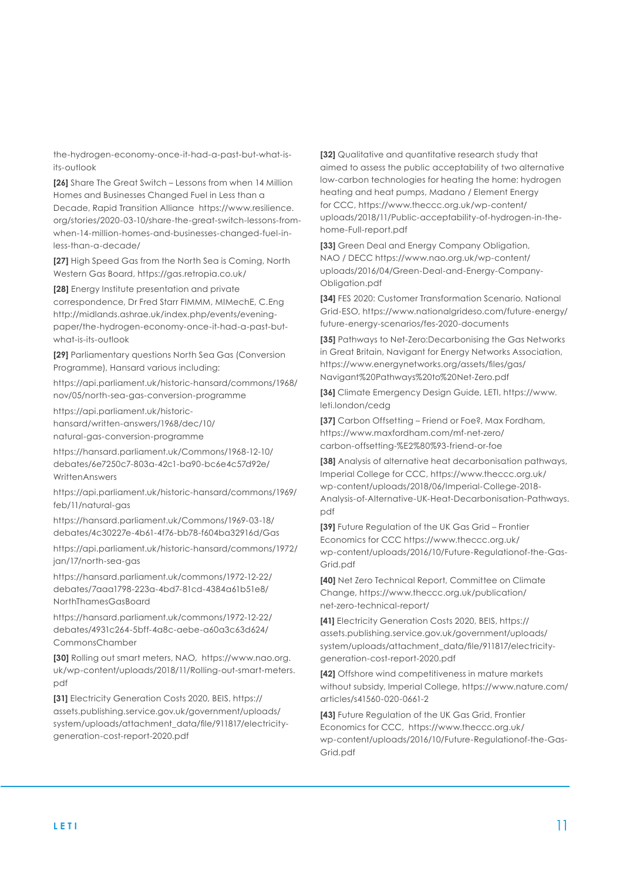the-hydrogen-economy-once-it-had-a-past-but-what-is-its-outlook

**[26]** Share The Great Switch – Lessons from when 14 Million Homes and Businesses Changed Fuel in Less than a Decade, Rapid Transition Alliance https://www.resilience.org/stories/2020-03-10/share-the-great-switch-lessons-from-when-14-million-homes-and-businesses-changed-fuel-in-less-than-a-decade/

**[27]** High Speed Gas from the North Sea is Coming, North Western Gas Board, https://gas.retropia.co.uk/

**[28]** Energy Institute presentation and private correspondence, Dr Fred Starr FIMMM, MIMechE, C.Eng http://midlands.ashrae.uk/index.php/events/evening-paper/the-hydrogen-economy-once-it-had-a-past-but-what-is-its-outlook

**[29]** Parliamentary questions North Sea Gas (Conversion Programme), Hansard various including:

https://api.parliament.uk/historic-hansard/commons/1968/nov/05/north-sea-gas-conversion-programme

https://api.parliament.uk/historic-hansard/written-answers/1968/dec/10/natural-gas-conversion-programme

https://hansard.parliament.uk/Commons/1968-12-10/debates/6e7250c7-803a-42c1-ba90-bc6e4c57d92e/WrittenAnswers

https://api.parliament.uk/historic-hansard/commons/1969/feb/11/natural-gas

https://hansard.parliament.uk/Commons/1969-03-18/debates/4c30227e-4b61-4f76-bb78-f604ba32916d/Gas

https://api.parliament.uk/historic-hansard/commons/1972/jan/17/north-sea-gas

https://hansard.parliament.uk/commons/1972-12-22/debates/7aaa1798-223a-4bd7-81cd-4384a61b51e8/NorthThamesGasBoard

https://hansard.parliament.uk/commons/1972-12-22/debates/4931c264-5bff-4a8c-aebe-a60a3c63d624/CommonsChamber

**[30]** Rolling out smart meters, NAO, https://www.nao.org.uk/wp-content/uploads/2018/11/Rolling-out-smart-meters.pdf

**[31]** Electricity Generation Costs 2020, BEIS, https://assets.publishing.service.gov.uk/government/uploads/system/uploads/attachment_data/file/911817/electricity-generation-cost-report-2020.pdf

**[32]** Qualitative and quantitative research study that aimed to assess the public acceptability of two alternative low-carbon technologies for heating the home: hydrogen heating and heat pumps, Madano / Element Energy for CCC, https://www.theccc.org.uk/wp-content/uploads/2018/11/Public-acceptability-of-hydrogen-in-the-home-Full-report.pdf

**[33]** Green Deal and Energy Company Obligation, NAO / DECC https://www.nao.org.uk/wp-content/uploads/2016/04/Green-Deal-and-Energy-Company-Obligation.pdf

**[34]** FES 2020: Customer Transformation Scenario, National Grid-ESO, https://www.nationalgrideso.com/future-energy/future-energy-scenarios/fes-2020-documents

**[35]** Pathways to Net-Zero:Decarbonising the Gas Networks in Great Britain, Navigant for Energy Networks Association, https://www.energynetworks.org/assets/files/gas/Navigant%20Pathways%20to%20Net-Zero.pdf

**[36]** Climate Emergency Design Guide, LETI, https://www.leti.london/cedg

**[37]** Carbon Offsetting – Friend or Foe?, Max Fordham, https://www.maxfordham.com/mf-net-zero/carbon-offsetting-%E2%80%93-friend-or-foe

**[38]** Analysis of alternative heat decarbonisation pathways, Imperial College for CCC, https://www.theccc.org.uk/wp-content/uploads/2018/06/Imperial-College-2018-Analysis-of-Alternative-UK-Heat-Decarbonisation-Pathways.pdf

**[39]** Future Regulation of the UK Gas Grid – Frontier Economics for CCC https://www.theccc.org.uk/wp-content/uploads/2016/10/Future-Regulationof-the-Gas-Grid.pdf

**[40]** Net Zero Technical Report, Committee on Climate Change, https://www.theccc.org.uk/publication/net-zero-technical-report/

**[41]** Electricity Generation Costs 2020, BEIS, https://assets.publishing.service.gov.uk/government/uploads/system/uploads/attachment_data/file/911817/electricity-generation-cost-report-2020.pdf

**[42]** Offshore wind competitiveness in mature markets without subsidy, Imperial College, https://www.nature.com/articles/s41560-020-0661-2

**[43]** Future Regulation of the UK Gas Grid, Frontier Economics for CCC, https://www.theccc.org.uk/wp-content/uploads/2016/10/Future-Regulationof-the-Gas-Grid.pdf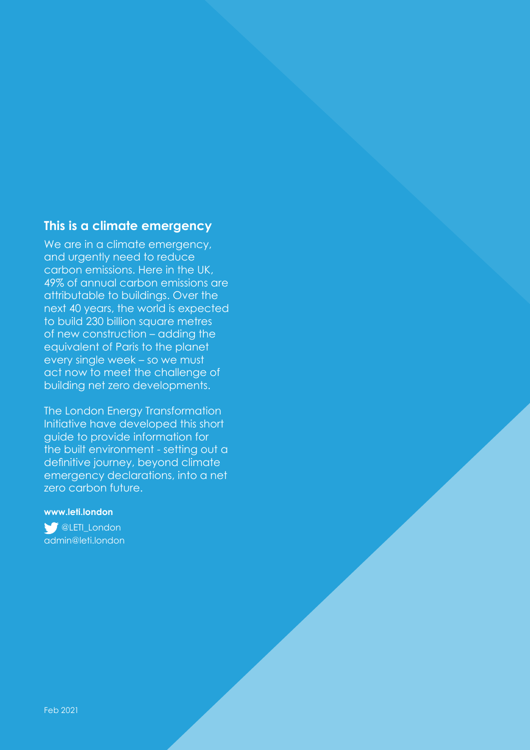## This is a climate emergency

We are in a climate emergency, and urgently need to reduce carbon emissions. Here in the UK, 49% of annual carbon emissions are attributable to buildings. Over the next 40 years, the world is expected to build 230 billion square metres of new construction – adding the equivalent of Paris to the planet every single week – so we must act now to meet the challenge of building net zero developments.

The London Energy Transformation Initiative have developed this short guide to provide information for the built environment - setting out a definitive journey, beyond climate emergency declarations, into a net zero carbon future.

**www.leti.london**

@LETI_London
admin@leti.london

Feb 2021